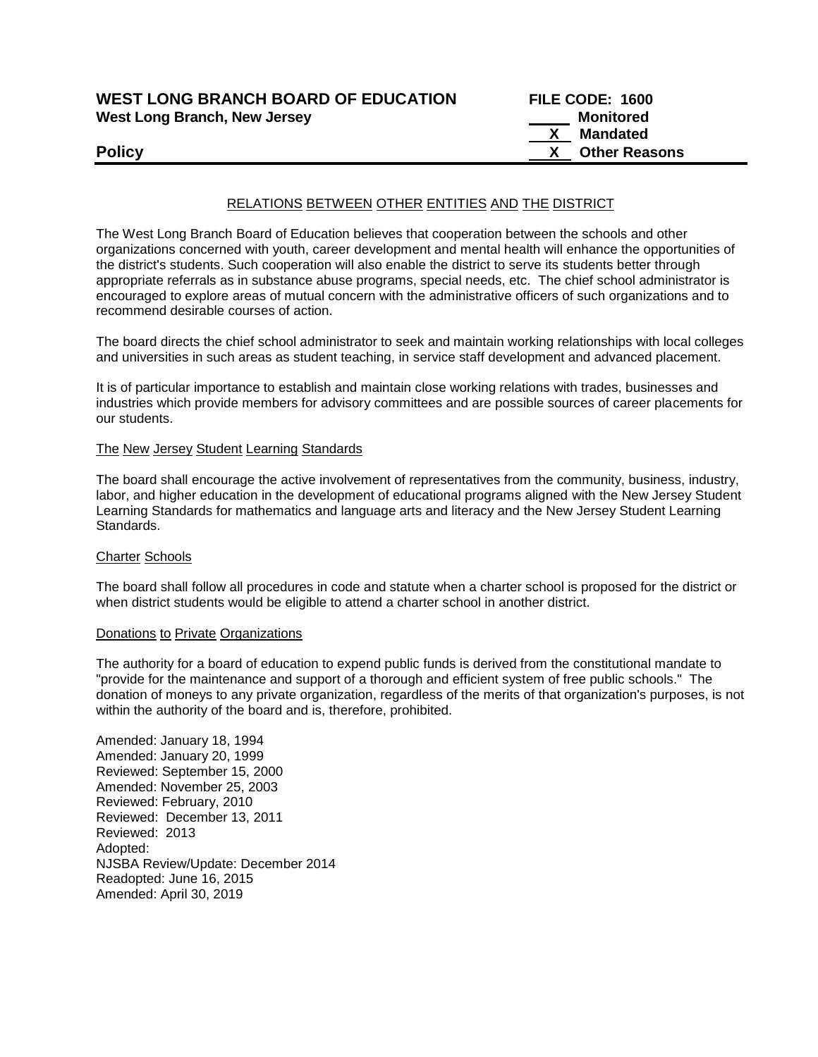**WEST LONG BRANCH BOARD OF EDUCATION** **FILE CODE: 1600**
**West Long Branch, New Jersey**

| | |
|---|---|
| ____ | **Monitored** |
| **X** | **Mandated** |
| **X** | **Other Reasons** |

**Policy**

---

## RELATIONS BETWEEN OTHER ENTITIES AND THE DISTRICT

The West Long Branch Board of Education believes that cooperation between the schools and other organizations concerned with youth, career development and mental health will enhance the opportunities of the district's students. Such cooperation will also enable the district to serve its students better through appropriate referrals as in substance abuse programs, special needs, etc. The chief school administrator is encouraged to explore areas of mutual concern with the administrative officers of such organizations and to recommend desirable courses of action.

The board directs the chief school administrator to seek and maintain working relationships with local colleges and universities in such areas as student teaching, in service staff development and advanced placement.

It is of particular importance to establish and maintain close working relations with trades, businesses and industries which provide members for advisory committees and are possible sources of career placements for our students.

### The New Jersey Student Learning Standards

The board shall encourage the active involvement of representatives from the community, business, industry, labor, and higher education in the development of educational programs aligned with the New Jersey Student Learning Standards for mathematics and language arts and literacy and the New Jersey Student Learning Standards.

### Charter Schools

The board shall follow all procedures in code and statute when a charter school is proposed for the district or when district students would be eligible to attend a charter school in another district.

### Donations to Private Organizations

The authority for a board of education to expend public funds is derived from the constitutional mandate to "provide for the maintenance and support of a thorough and efficient system of free public schools." The donation of moneys to any private organization, regardless of the merits of that organization's purposes, is not within the authority of the board and is, therefore, prohibited.

Amended: January 18, 1994
Amended: January 20, 1999
Reviewed: September 15, 2000
Amended: November 25, 2003
Reviewed: February, 2010
Reviewed: December 13, 2011
Reviewed: 2013
Adopted:
NJSBA Review/Update: December 2014
Readopted: June 16, 2015
Amended: April 30, 2019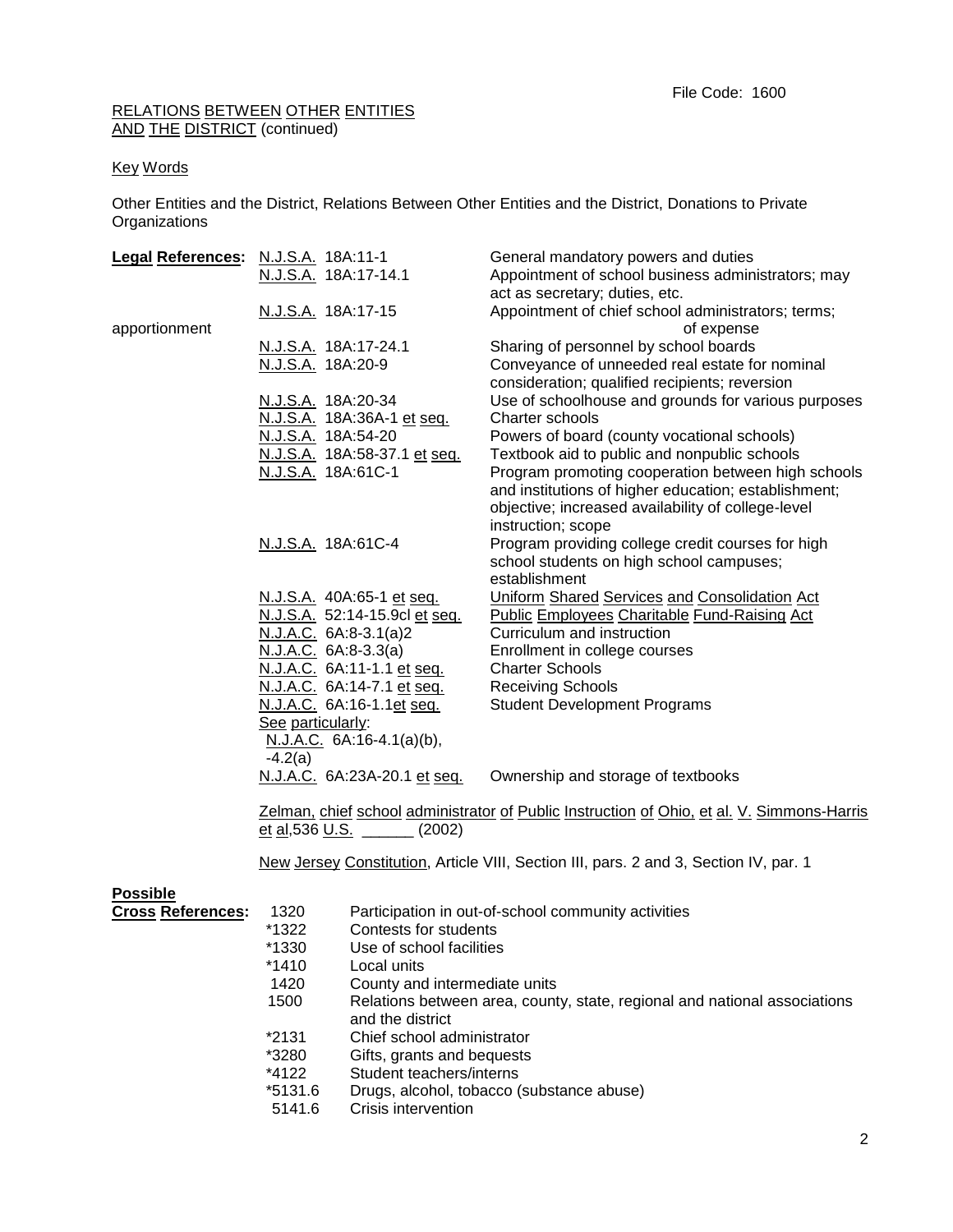File Code: 1600

RELATIONS BETWEEN OTHER ENTITIES AND THE DISTRICT (continued)

Key Words

Other Entities and the District, Relations Between Other Entities and the District, Donations to Private Organizations

**Legal References:**

| | |
|---|---|
| N.J.S.A. 18A:11-1 | General mandatory powers and duties |
| N.J.S.A. 18A:17-14.1 | Appointment of school business administrators; may act as secretary; duties, etc. |
| N.J.S.A. 18A:17-15 | Appointment of chief school administrators; terms; apportionment of expense |
| N.J.S.A. 18A:17-24.1 | Sharing of personnel by school boards |
| N.J.S.A. 18A:20-9 | Conveyance of unneeded real estate for nominal consideration; qualified recipients; reversion |
| N.J.S.A. 18A:20-34 | Use of schoolhouse and grounds for various purposes |
| N.J.S.A. 18A:36A-1 et seq. | Charter schools |
| N.J.S.A. 18A:54-20 | Powers of board (county vocational schools) |
| N.J.S.A. 18A:58-37.1 et seq. | Textbook aid to public and nonpublic schools |
| N.J.S.A. 18A:61C-1 | Program promoting cooperation between high schools and institutions of higher education; establishment; objective; increased availability of college-level instruction; scope |
| N.J.S.A. 18A:61C-4 | Program providing college credit courses for high school students on high school campuses; establishment |
| N.J.S.A. 40A:65-1 et seq. | Uniform Shared Services and Consolidation Act |
| N.J.S.A. 52:14-15.9cl et seq. | Public Employees Charitable Fund-Raising Act |
| N.J.A.C. 6A:8-3.1(a)2 | Curriculum and instruction |
| N.J.A.C. 6A:8-3.3(a) | Enrollment in college courses |
| N.J.A.C. 6A:11-1.1 et seq. | Charter Schools |
| N.J.A.C. 6A:14-7.1 et seq. | Receiving Schools |
| N.J.A.C. 6A:16-1.1et seq. See particularly: N.J.A.C. 6A:16-4.1(a)(b), -4.2(a) | Student Development Programs |
| N.J.A.C. 6A:23A-20.1 et seq. | Ownership and storage of textbooks |

Zelman, chief school administrator of Public Instruction of Ohio, et al. V. Simmons-Harris et al,536 U.S. ______ (2002)

New Jersey Constitution, Article VIII, Section III, pars. 2 and 3, Section IV, par. 1

**Possible Cross References:**

| | |
|---|---|
| 1320 | Participation in out-of-school community activities |
| *1322 | Contests for students |
| *1330 | Use of school facilities |
| *1410 | Local units |
| 1420 | County and intermediate units |
| 1500 | Relations between area, county, state, regional and national associations and the district |
| *2131 | Chief school administrator |
| *3280 | Gifts, grants and bequests |
| *4122 | Student teachers/interns |
| *5131.6 | Drugs, alcohol, tobacco (substance abuse) |
| 5141.6 | Crisis intervention |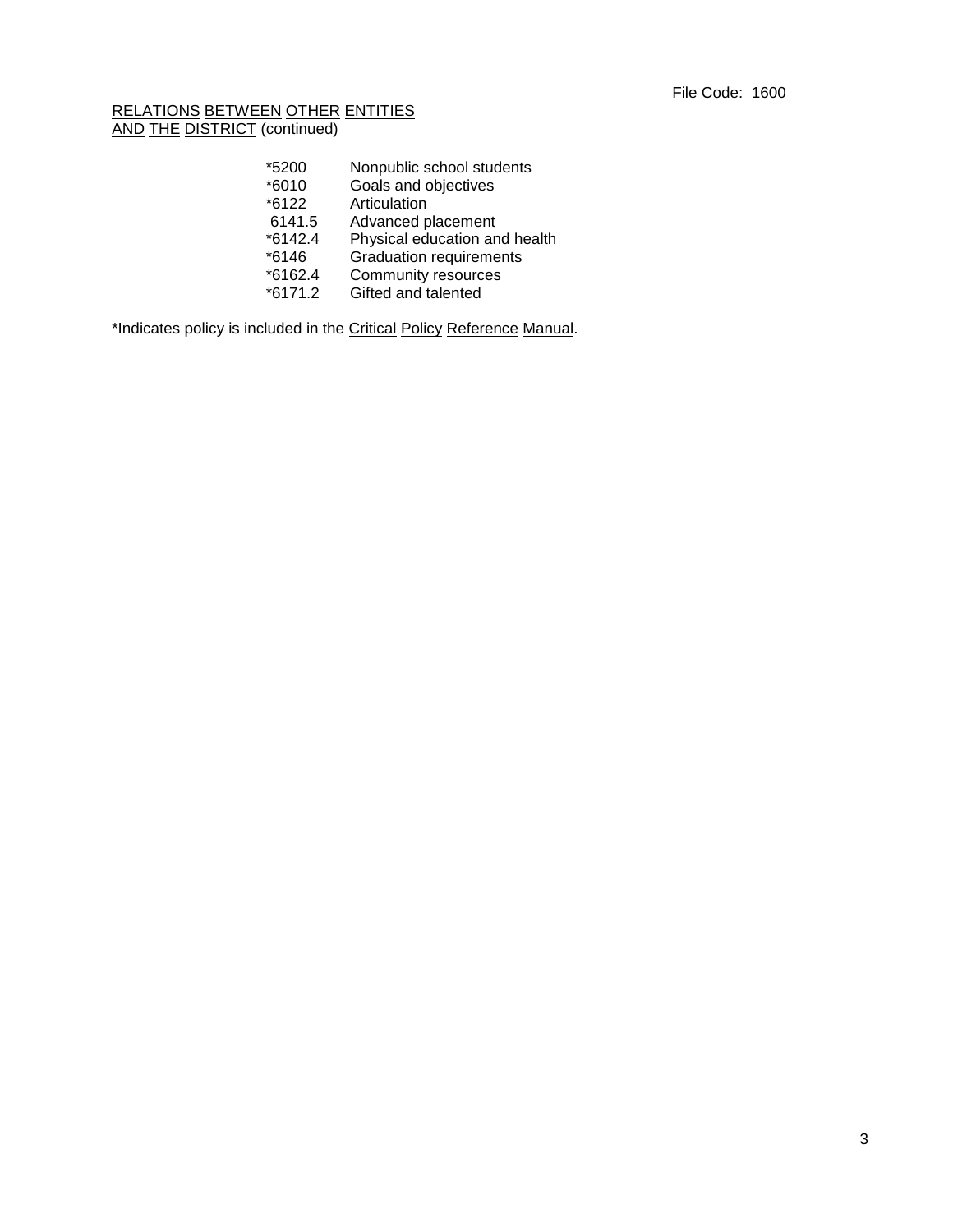RELATIONS BETWEEN OTHER ENTITIES AND THE DISTRICT (continued)

File Code: 1600

| | |
|---|---|
| *5200 | Nonpublic school students |
| *6010 | Goals and objectives |
| *6122 | Articulation |
| 6141.5 | Advanced placement |
| *6142.4 | Physical education and health |
| *6146 | Graduation requirements |
| *6162.4 | Community resources |
| *6171.2 | Gifted and talented |

*Indicates policy is included in the Critical Policy Reference Manual.